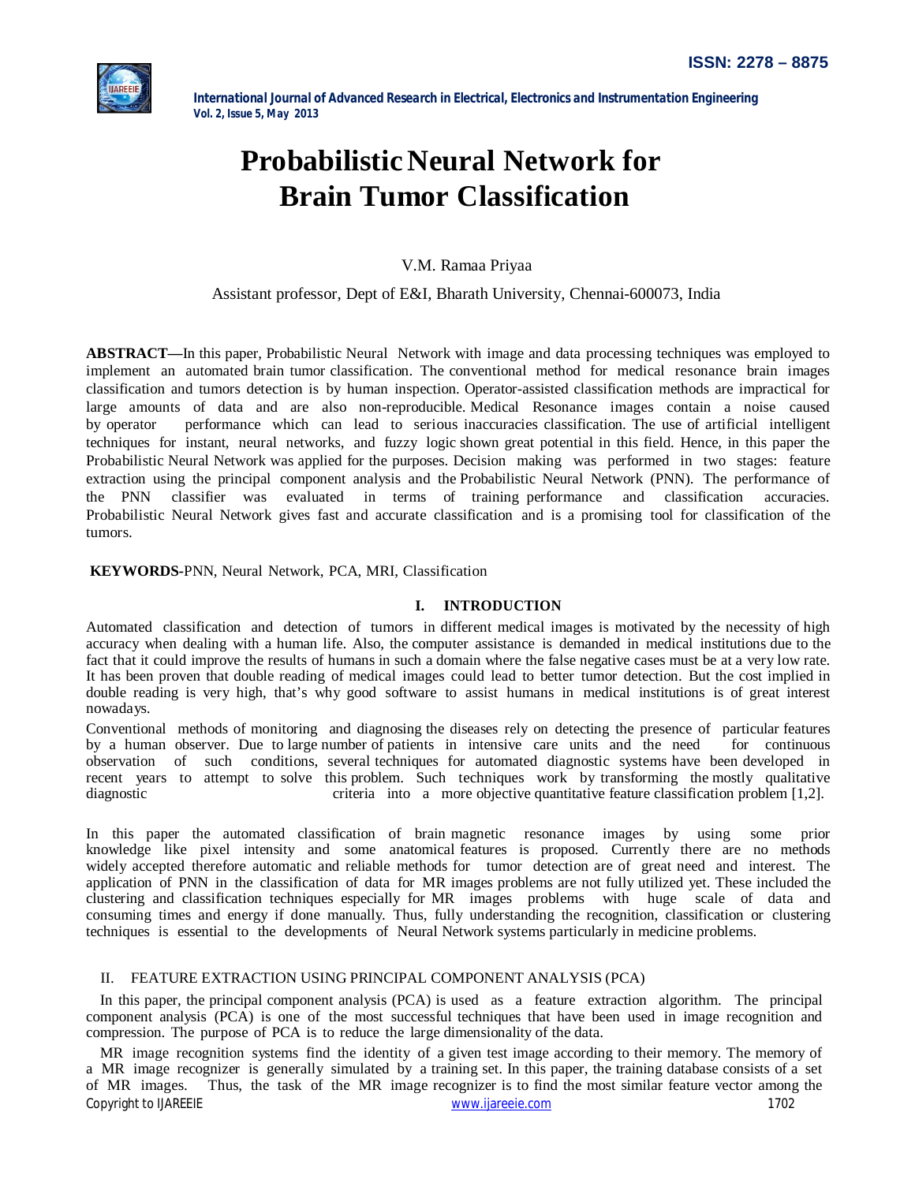# Probabilistic Neural Network for Brain Tumor Classification

V.M. Ramaa Priyaa

Assistant professor, Dept of E&I, Bharath University, Chennai-600073, India

**ABSTRACT—**In this paper, Probabilistic Neural Network with image and data processing techniques was employed to implement an automated brain tumor classification. The conventional method for medical resonance brain images classification and tumors detection is by human inspection. Operator-assisted classification methods are impractical for large amounts of data and are also non-reproducible. Medical Resonance images contain a noise caused by operator performance which can lead to serious inaccuracies classification. The use of artificial intelligent techniques for instant, neural networks, and fuzzy logic shown great potential in this field. Hence, in this paper the Probabilistic Neural Network was applied for the purposes. Decision making was performed in two stages: feature extraction using the principal component analysis and the Probabilistic Neural Network (PNN). The performance of the PNN classifier was evaluated in terms of training performance and classification accuracies. Probabilistic Neural Network gives fast and accurate classification and is a promising tool for classification of the tumors.

**KEYWORDS**-PNN, Neural Network, PCA, MRI, Classification

## I. INTRODUCTION

Automated classification and detection of tumors in different medical images is motivated by the necessity of high accuracy when dealing with a human life. Also, the computer assistance is demanded in medical institutions due to the fact that it could improve the results of humans in such a domain where the false negative cases must be at a very low rate. It has been proven that double reading of medical images could lead to better tumor detection. But the cost implied in double reading is very high, that's why good software to assist humans in medical institutions is of great interest nowadays.

Conventional methods of monitoring and diagnosing the diseases rely on detecting the presence of particular features by a human observer. Due to large number of patients in intensive care units and the need for continuous observation of such conditions, several techniques for automated diagnostic systems have been developed in recent years to attempt to solve this problem. Such techniques work by transforming the mostly qualitative diagnostic criteria into a more objective quantitative feature classification problem [1,2].

In this paper the automated classification of brain magnetic resonance images by using some prior knowledge like pixel intensity and some anatomical features is proposed. Currently there are no methods widely accepted therefore automatic and reliable methods for tumor detection are of great need and interest. The application of PNN in the classification of data for MR images problems are not fully utilized yet. These included the clustering and classification techniques especially for MR images problems with huge scale of data and consuming times and energy if done manually. Thus, fully understanding the recognition, classification or clustering techniques is essential to the developments of Neural Network systems particularly in medicine problems.

## II. FEATURE EXTRACTION USING PRINCIPAL COMPONENT ANALYSIS (PCA)

In this paper, the principal component analysis (PCA) is used as a feature extraction algorithm. The principal component analysis (PCA) is one of the most successful techniques that have been used in image recognition and compression. The purpose of PCA is to reduce the large dimensionality of the data.

MR image recognition systems find the identity of a given test image according to their memory. The memory of a MR image recognizer is generally simulated by a training set. In this paper, the training database consists of a set of MR images. Thus, the task of the MR image recognizer is to find the most similar feature vector among the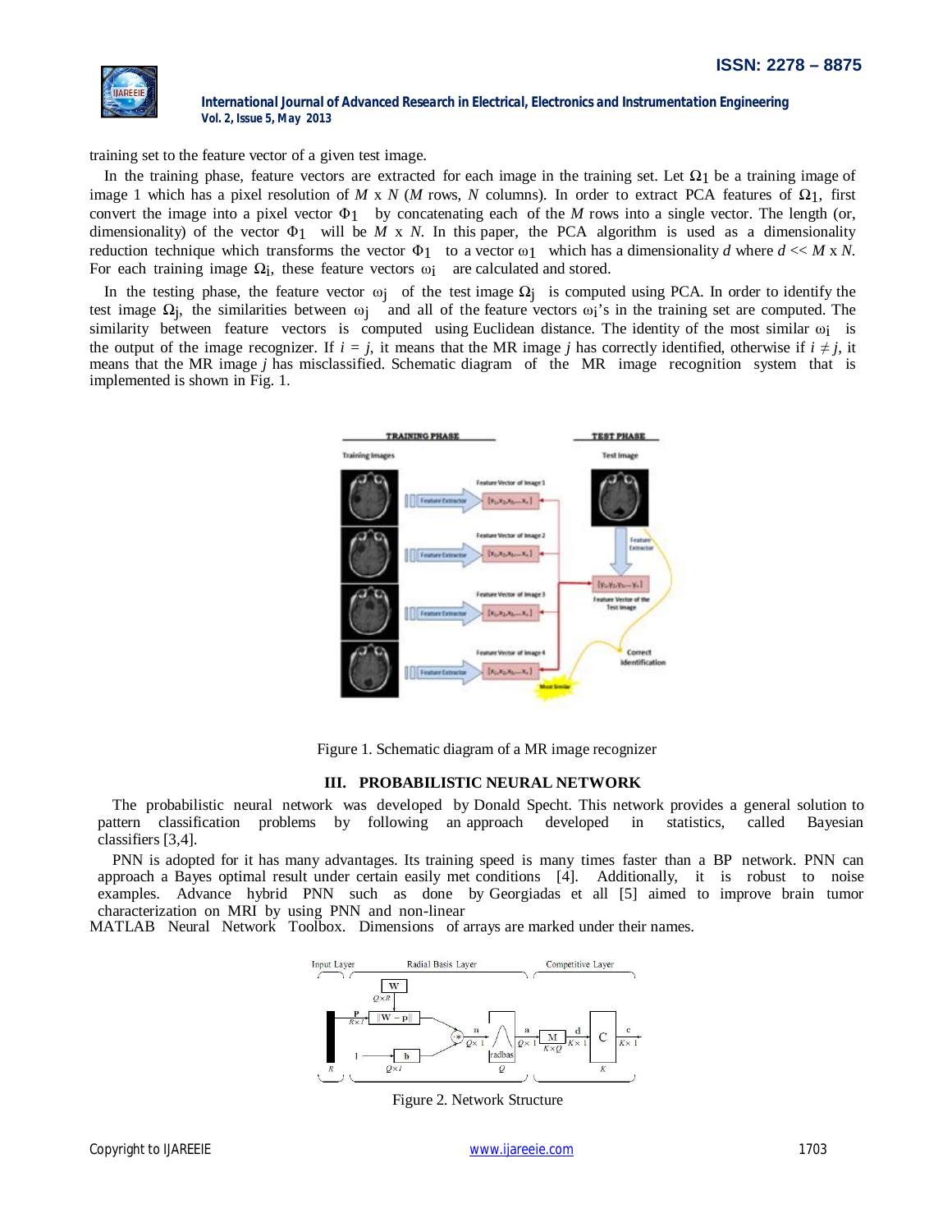training set to the feature vector of a given test image.

In the training phase, feature vectors are extracted for each image in the training set. Let $\Omega_1$ be a training image of image 1 which has a pixel resolution of $M$ x $N$ ($M$ rows, $N$ columns). In order to extract PCA features of $\Omega_1$, first convert the image into a pixel vector $\Phi_1$ by concatenating each of the $M$ rows into a single vector. The length (or, dimensionality) of the vector $\Phi_1$ will be $M$ x $N$. In this paper, the PCA algorithm is used as a dimensionality reduction technique which transforms the vector $\Phi_1$ to a vector $\omega_1$ which has a dimensionality $d$ where $d << M$ x $N$. For each training image $\Omega_i$, these feature vectors $\omega_i$ are calculated and stored.

In the testing phase, the feature vector $\omega_j$ of the test image $\Omega_j$ is computed using PCA. In order to identify the test image $\Omega_j$, the similarities between $\omega_j$ and all of the feature vectors $\omega_i$'s in the training set are computed. The similarity between feature vectors is computed using Euclidean distance. The identity of the most similar $\omega_i$ is the output of the image recognizer. If $i = j$, it means that the MR image $j$ has correctly identified, otherwise if $i \neq j$, it means that the MR image $j$ has misclassified. Schematic diagram of the MR image recognition system that is implemented is shown in Fig. 1.

Figure 1. Schematic diagram of a MR image recognizer

## III. PROBABILISTIC NEURAL NETWORK

The probabilistic neural network was developed by Donald Specht. This network provides a general solution to pattern classification problems by following an approach developed in statistics, called Bayesian classifiers [3,4].

PNN is adopted for it has many advantages. Its training speed is many times faster than a BP network. PNN can approach a Bayes optimal result under certain easily met conditions [4]. Additionally, it is robust to noise examples. Advance hybrid PNN such as done by Georgiadas et all [5] aimed to improve brain tumor characterization on MRI by using PNN and non-linear

MATLAB Neural Network Toolbox. Dimensions of arrays are marked under their names.

Figure 2. Network Structure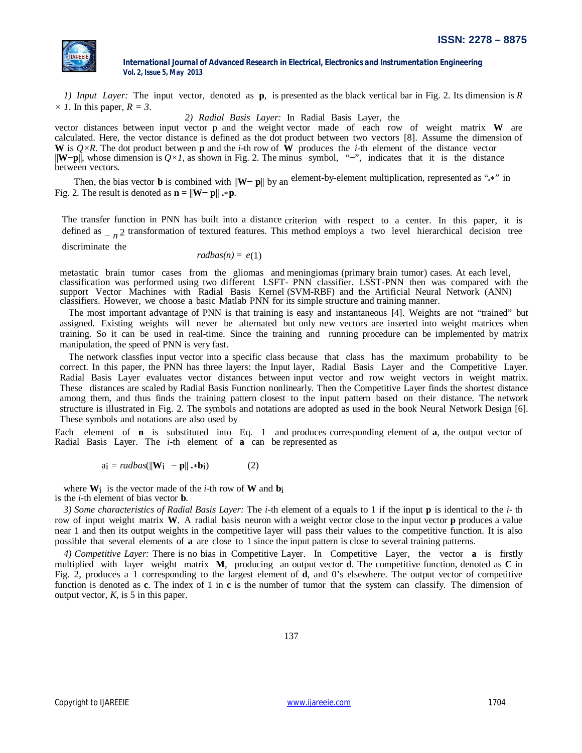*1) Input Layer:* The input vector, denoted as **p**, is presented as the black vertical bar in Fig. 2. Its dimension is $R \times 1$. In this paper, $R = 3$.

*2) Radial Basis Layer:* In Radial Basis Layer, the vector distances between input vector p and the weight vector made of each row of weight matrix **W** are calculated. Here, the vector distance is defined as the dot product between two vectors [8]. Assume the dimension of **W** is $Q \times R$. The dot product between **p** and the *i*-th row of **W** produces the *i*-th element of the distance vector $\|\mathbf{W}-\mathbf{p}\|$, whose dimension is $Q \times 1$, as shown in Fig. 2. The minus symbol, "–", indicates that it is the distance between vectors.

Then, the bias vector **b** is combined with $\|\mathbf{W}-\mathbf{p}\|$ by an element-by-element multiplication, represented as ".∗" in Fig. 2. The result is denoted as $\mathbf{n} = \|\mathbf{W}-\mathbf{p}\| .* \mathbf{p}$.

The transfer function in PNN has built into a distance criterion with respect to a center. In this paper, it is defined as

$$radbas(n) = e^{-n^2} \quad (1)$$

transformation of textured features. This method employs a two level hierarchical decision tree discriminate the metastatic brain tumor cases from the gliomas and meningiomas (primary brain tumor) cases. At each level, classification was performed using two different LSFT- PNN classifier. LSST-PNN then was compared with the support Vector Machines with Radial Basis Kernel (SVM-RBF) and the Artificial Neural Network (ANN) classifiers. However, we choose a basic Matlab PNN for its simple structure and training manner.

The most important advantage of PNN is that training is easy and instantaneous [4]. Weights are not "trained" but assigned. Existing weights will never be alternated but only new vectors are inserted into weight matrices when training. So it can be used in real-time. Since the training and running procedure can be implemented by matrix manipulation, the speed of PNN is very fast.

The network classfies input vector into a specific class because that class has the maximum probability to be correct. In this paper, the PNN has three layers: the Input layer, Radial Basis Layer and the Competitive Layer. Radial Basis Layer evaluates vector distances between input vector and row weight vectors in weight matrix. These distances are scaled by Radial Basis Function nonlinearly. Then the Competitive Layer finds the shortest distance among them, and thus finds the training pattern closest to the input pattern based on their distance. The network structure is illustrated in Fig. 2. The symbols and notations are adopted as used in the book Neural Network Design [6]. These symbols and notations are also used by

Each element of **n** is substituted into Eq. 1 and produces corresponding element of **a**, the output vector of Radial Basis Layer. The *i*-th element of **a** can be represented as

$$a_i = radbas(\|\mathbf{W}_i - \mathbf{p}\| .* \mathbf{b}_i) \quad (2)$$

where $\mathbf{W}_i$ is the vector made of the *i*-th row of **W** and $\mathbf{b}_i$ is the *i*-th element of bias vector **b**.

*3) Some characteristics of Radial Basis Layer:* The *i*-th element of a equals to 1 if the input **p** is identical to the *i*- th row of input weight matrix **W**. A radial basis neuron with a weight vector close to the input vector **p** produces a value near 1 and then its output weights in the competitive layer will pass their values to the competitive function. It is also possible that several elements of **a** are close to 1 since the input pattern is close to several training patterns.

*4) Competitive Layer:* There is no bias in Competitive Layer. In Competitive Layer, the vector **a** is firstly multiplied with layer weight matrix **M**, producing an output vector **d**. The competitive function, denoted as **C** in Fig. 2, produces a 1 corresponding to the largest element of **d**, and 0's elsewhere. The output vector of competitive function is denoted as **c**. The index of 1 in **c** is the number of tumor that the system can classify. The dimension of output vector, *K*, is 5 in this paper.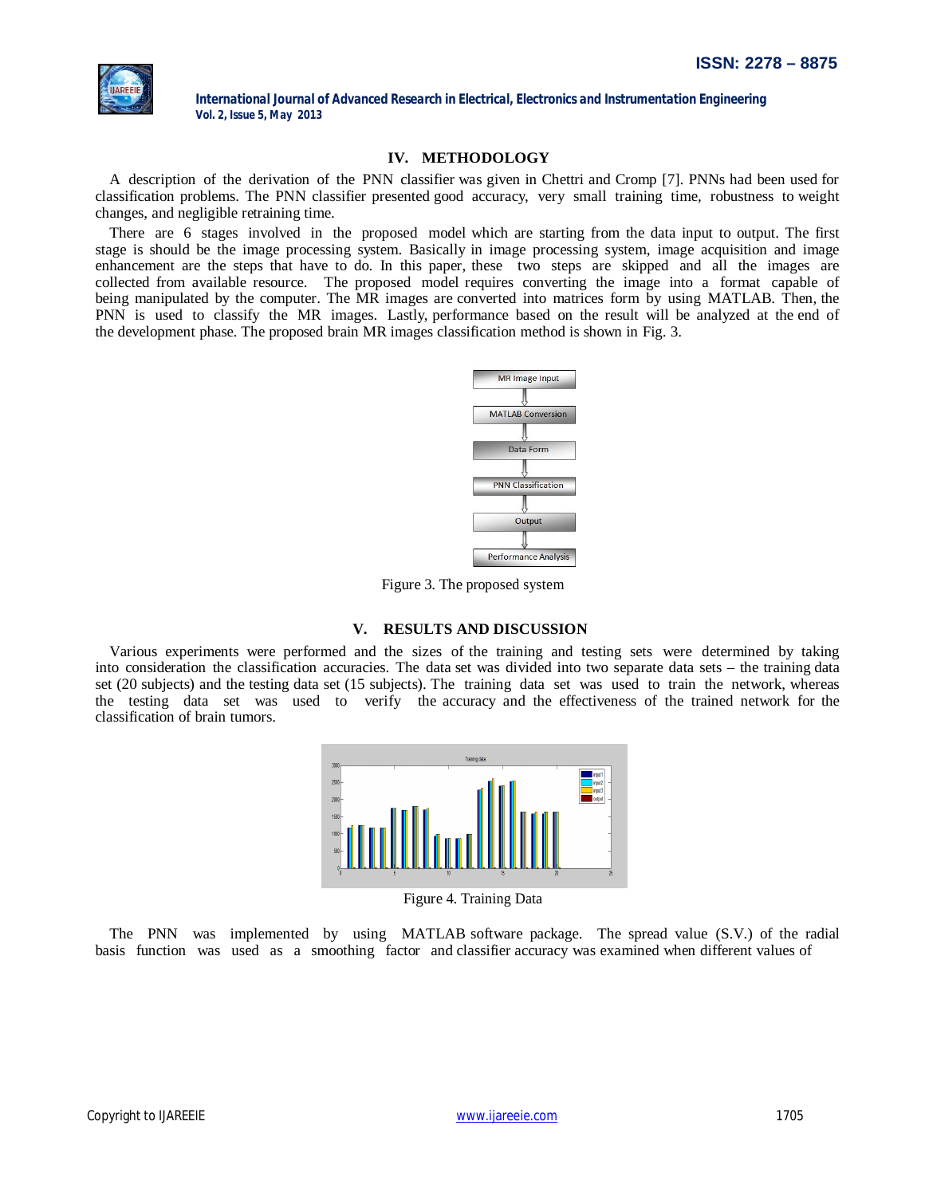## IV. METHODOLOGY

A description of the derivation of the PNN classifier was given in Chettri and Cromp [7]. PNNs had been used for classification problems. The PNN classifier presented good accuracy, very small training time, robustness to weight changes, and negligible retraining time.

There are 6 stages involved in the proposed model which are starting from the data input to output. The first stage is should be the image processing system. Basically in image processing system, image acquisition and image enhancement are the steps that have to do. In this paper, these two steps are skipped and all the images are collected from available resource. The proposed model requires converting the image into a format capable of being manipulated by the computer. The MR images are converted into matrices form by using MATLAB. Then, the PNN is used to classify the MR images. Lastly, performance based on the result will be analyzed at the end of the development phase. The proposed brain MR images classification method is shown in Fig. 3.

MR Image Input → MATLAB Conversion → Data Form → PNN Classification → Output → Performance Analysis

Figure 3. The proposed system

## V. RESULTS AND DISCUSSION

Various experiments were performed and the sizes of the training and testing sets were determined by taking into consideration the classification accuracies. The data set was divided into two separate data sets – the training data set (20 subjects) and the testing data set (15 subjects). The training data set was used to train the network, whereas the testing data set was used to verify the accuracy and the effectiveness of the trained network for the classification of brain tumors.

Figure 4. Training Data

The PNN was implemented by using MATLAB software package. The spread value (S.V.) of the radial basis function was used as a smoothing factor and classifier accuracy was examined when different values of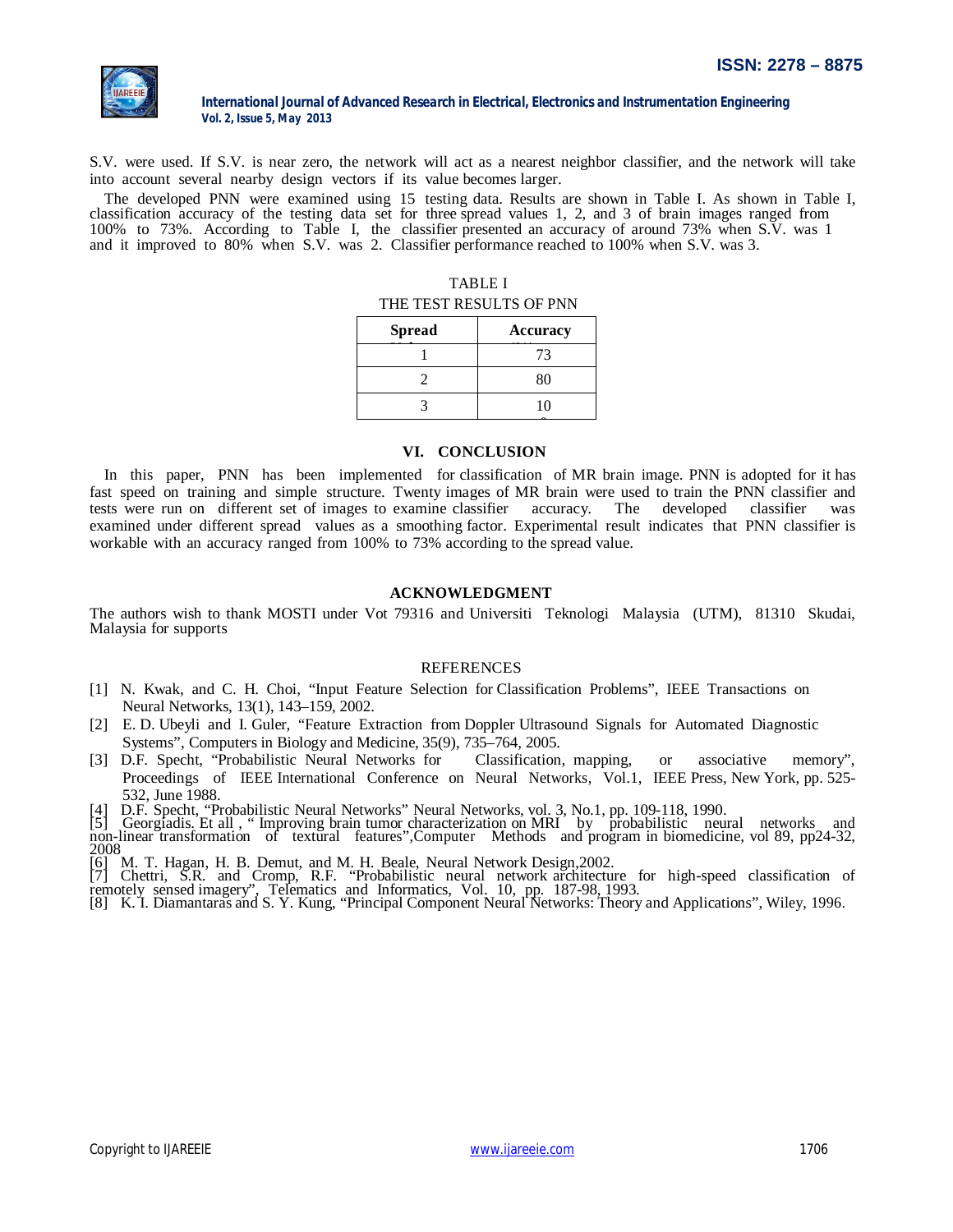S.V. were used. If S.V. is near zero, the network will act as a nearest neighbor classifier, and the network will take into account several nearby design vectors if its value becomes larger.

The developed PNN were examined using 15 testing data. Results are shown in Table I. As shown in Table I, classification accuracy of the testing data set for three spread values 1, 2, and 3 of brain images ranged from 100% to 73%. According to Table I, the classifier presented an accuracy of around 73% when S.V. was 1 and it improved to 80% when S.V. was 2. Classifier performance reached to 100% when S.V. was 3.

TABLE I
THE TEST RESULTS OF PNN

| Spread | Accuracy |
|---|---|
| 1 | 73 |
| 2 | 80 |
| 3 | 100 |

## VI. CONCLUSION

In this paper, PNN has been implemented for classification of MR brain image. PNN is adopted for it has fast speed on training and simple structure. Twenty images of MR brain were used to train the PNN classifier and tests were run on different set of images to examine classifier accuracy. The developed classifier was examined under different spread values as a smoothing factor. Experimental result indicates that PNN classifier is workable with an accuracy ranged from 100% to 73% according to the spread value.

## ACKNOWLEDGMENT

The authors wish to thank MOSTI under Vot 79316 and Universiti Teknologi Malaysia (UTM), 81310 Skudai, Malaysia for supports

## REFERENCES

[1] N. Kwak, and C. H. Choi, "Input Feature Selection for Classification Problems", IEEE Transactions on Neural Networks, 13(1), 143–159, 2002.

[2] E. D. Ubeyli and I. Guler, "Feature Extraction from Doppler Ultrasound Signals for Automated Diagnostic Systems", Computers in Biology and Medicine, 35(9), 735–764, 2005.

[3] D.F. Specht, "Probabilistic Neural Networks for Classification, mapping, or associative memory", Proceedings of IEEE International Conference on Neural Networks, Vol.1, IEEE Press, New York, pp. 525-532, June 1988.

[4] D.F. Specht, "Probabilistic Neural Networks" Neural Networks, vol. 3, No.1, pp. 109-118, 1990.

[5] Georgiadis. Et all , " Improving brain tumor characterization on MRI by probabilistic neural networks and non-linear transformation of textural features",Computer Methods and program in biomedicine, vol 89, pp24-32, 2008

[6] M. T. Hagan, H. B. Demut, and M. H. Beale, Neural Network Design,2002.

[7] Chettri, S.R. and Cromp, R.F. "Probabilistic neural network architecture for high-speed classification of remotely sensed imagery", Telematics and Informatics, Vol. 10, pp. 187-98, 1993.

[8] K. I. Diamantaras and S. Y. Kung, "Principal Component Neural Networks: Theory and Applications", Wiley, 1996.